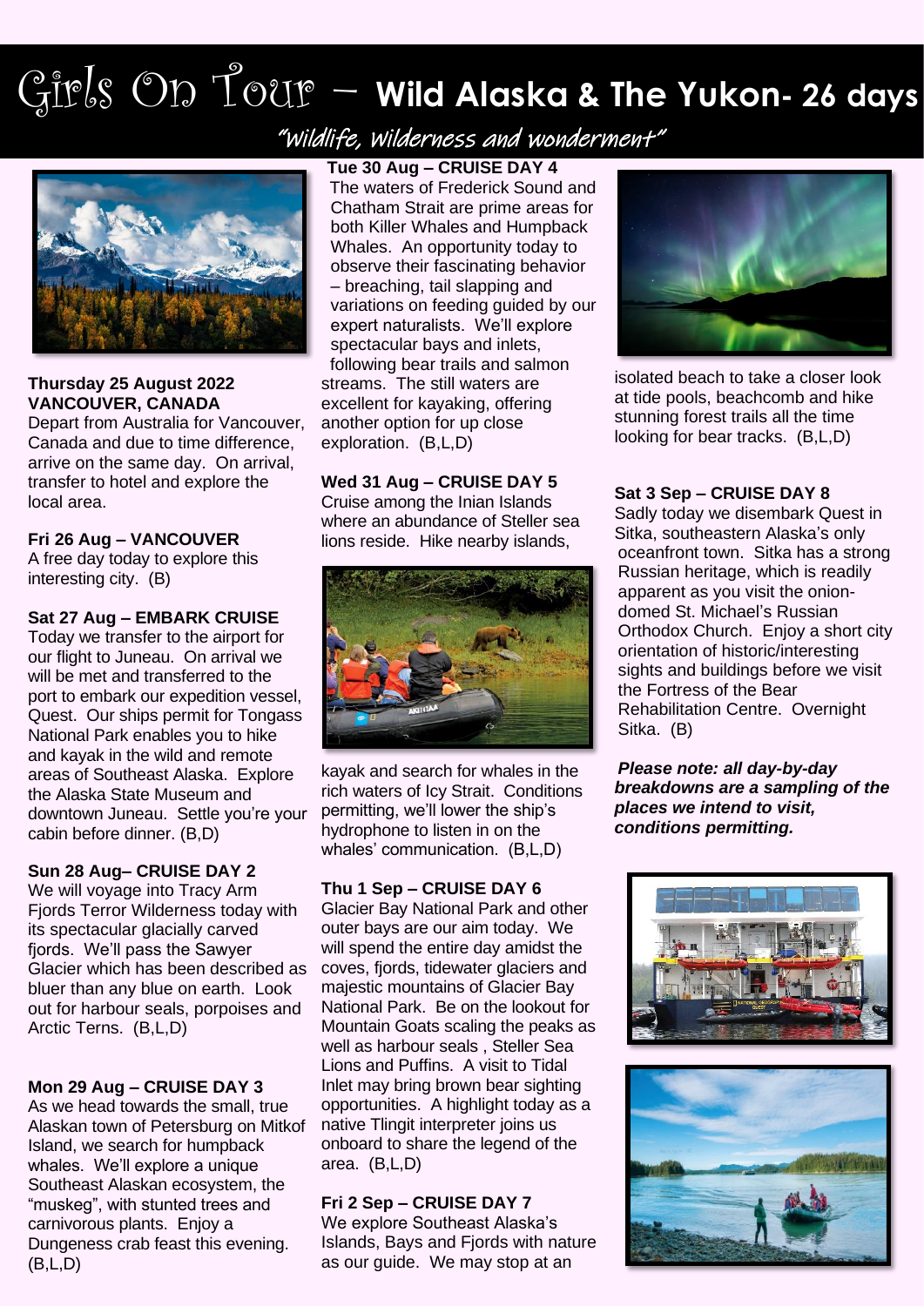# Girls On Tour – Wild Alaska & The Yukon- 26 days

*"Wildlife, Wilderness and Wonderment"*

**Thursday 25 August 2022**
**VANCOUVER, CANADA**
Depart from Australia for Vancouver, Canada and due to time difference, arrive on the same day. On arrival, transfer to hotel and explore the local area.

**Fri 26 Aug – VANCOUVER**
A free day today to explore this interesting city. (B)

**Sat 27 Aug – EMBARK CRUISE**
Today we transfer to the airport for our flight to Juneau. On arrival we will be met and transferred to the port to embark our expedition vessel, Quest. Our ships permit for Tongass National Park enables you to hike and kayak in the wild and remote areas of Southeast Alaska. Explore the Alaska State Museum and downtown Juneau. Settle you're your cabin before dinner. (B,D)

**Sun 28 Aug– CRUISE DAY 2**
We will voyage into Tracy Arm Fjords Terror Wilderness today with its spectacular glacially carved fjords. We'll pass the Sawyer Glacier which has been described as bluer than any blue on earth. Look out for harbour seals, porpoises and Arctic Terns. (B,L,D)

**Mon 29 Aug – CRUISE DAY 3**
As we head towards the small, true Alaskan town of Petersburg on Mitkof Island, we search for humpback whales. We'll explore a unique Southeast Alaskan ecosystem, the "muskeg", with stunted trees and carnivorous plants. Enjoy a Dungeness crab feast this evening. (B,L,D)

**Tue 30 Aug – CRUISE DAY 4**
The waters of Frederick Sound and Chatham Strait are prime areas for both Killer Whales and Humpback Whales. An opportunity today to observe their fascinating behavior – breaching, tail slapping and variations on feeding guided by our expert naturalists. We'll explore spectacular bays and inlets, following bear trails and salmon streams. The still waters are excellent for kayaking, offering another option for up close exploration. (B,L,D)

**Wed 31 Aug – CRUISE DAY 5**
Cruise among the Inian Islands where an abundance of Steller sea lions reside. Hike nearby islands, kayak and search for whales in the rich waters of Icy Strait. Conditions permitting, we'll lower the ship's hydrophone to listen in on the whales' communication. (B,L,D)

**Thu 1 Sep – CRUISE DAY 6**
Glacier Bay National Park and other outer bays are our aim today. We will spend the entire day amidst the coves, fjords, tidewater glaciers and majestic mountains of Glacier Bay National Park. Be on the lookout for Mountain Goats scaling the peaks as well as harbour seals , Steller Sea Lions and Puffins. A visit to Tidal Inlet may bring brown bear sighting opportunities. A highlight today as a native Tlingit interpreter joins us onboard to share the legend of the area. (B,L,D)

**Fri 2 Sep – CRUISE DAY 7**
We explore Southeast Alaska's Islands, Bays and Fjords with nature as our guide. We may stop at an isolated beach to take a closer look at tide pools, beachcomb and hike stunning forest trails all the time looking for bear tracks. (B,L,D)

**Sat 3 Sep – CRUISE DAY 8**
Sadly today we disembark Quest in Sitka, southeastern Alaska's only oceanfront town. Sitka has a strong Russian heritage, which is readily apparent as you visit the onion-domed St. Michael's Russian Orthodox Church. Enjoy a short city orientation of historic/interesting sights and buildings before we visit the Fortress of the Bear Rehabilitation Centre. Overnight Sitka. (B)

***Please note: all day-by-day breakdowns are a sampling of the places we intend to visit, conditions permitting.***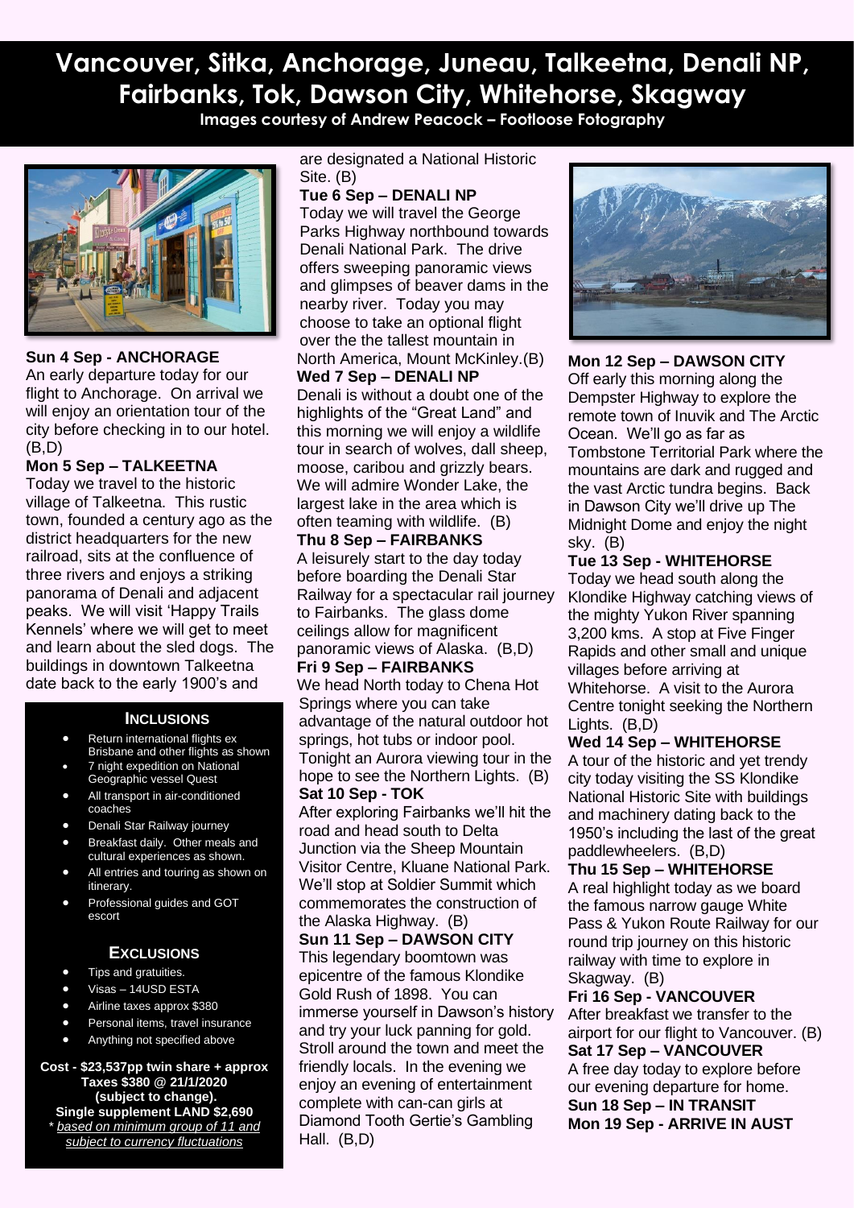# Vancouver, Sitka, Anchorage, Juneau, Talkeetna, Denali NP, Fairbanks, Tok, Dawson City, Whitehorse, Skagway

**Images courtesy of Andrew Peacock – Footloose Fotography**

**Sun 4 Sep - ANCHORAGE**
An early departure today for our flight to Anchorage. On arrival we will enjoy an orientation tour of the city before checking in to our hotel. (B,D)

**Mon 5 Sep – TALKEETNA**
Today we travel to the historic village of Talkeetna. This rustic town, founded a century ago as the district headquarters for the new railroad, sits at the confluence of three rivers and enjoys a striking panorama of Denali and adjacent peaks. We will visit 'Happy Trails Kennels' where we will get to meet and learn about the sled dogs. The buildings in downtown Talkeetna date back to the early 1900's and are designated a National Historic Site. (B)

**Tue 6 Sep – DENALI NP**
Today we will travel the George Parks Highway northbound towards Denali National Park. The drive offers sweeping panoramic views and glimpses of beaver dams in the nearby river. Today you may choose to take an optional flight over the the tallest mountain in North America, Mount McKinley.(B)

**Wed 7 Sep – DENALI NP**
Denali is without a doubt one of the highlights of the "Great Land" and this morning we will enjoy a wildlife tour in search of wolves, dall sheep, moose, caribou and grizzly bears. We will admire Wonder Lake, the largest lake in the area which is often teaming with wildlife. (B)

**Thu 8 Sep – FAIRBANKS**
A leisurely start to the day today before boarding the Denali Star Railway for a spectacular rail journey to Fairbanks. The glass dome ceilings allow for magnificent panoramic views of Alaska. (B,D)

**Fri 9 Sep – FAIRBANKS**
We head North today to Chena Hot Springs where you can take advantage of the natural outdoor hot springs, hot tubs or indoor pool. Tonight an Aurora viewing tour in the hope to see the Northern Lights. (B)

**Sat 10 Sep - TOK**
After exploring Fairbanks we'll hit the road and head south to Delta Junction via the Sheep Mountain Visitor Centre, Kluane National Park. We'll stop at Soldier Summit which commemorates the construction of the Alaska Highway. (B)

**Sun 11 Sep – DAWSON CITY**
This legendary boomtown was epicentre of the famous Klondike Gold Rush of 1898. You can immerse yourself in Dawson's history and try your luck panning for gold. Stroll around the town and meet the friendly locals. In the evening we enjoy an evening of entertainment complete with can-can girls at Diamond Tooth Gertie's Gambling Hall. (B,D)

**Mon 12 Sep – DAWSON CITY**
Off early this morning along the Dempster Highway to explore the remote town of Inuvik and The Arctic Ocean. We'll go as far as Tombstone Territorial Park where the mountains are dark and rugged and the vast Arctic tundra begins. Back in Dawson City we'll drive up The Midnight Dome and enjoy the night sky. (B)

**Tue 13 Sep - WHITEHORSE**
Today we head south along the Klondike Highway catching views of the mighty Yukon River spanning 3,200 kms. A stop at Five Finger Rapids and other small and unique villages before arriving at Whitehorse. A visit to the Aurora Centre tonight seeking the Northern Lights. (B,D)

**Wed 14 Sep – WHITEHORSE**
A tour of the historic and yet trendy city today visiting the SS Klondike National Historic Site with buildings and machinery dating back to the 1950's including the last of the great paddlewheelers. (B,D)

**Thu 15 Sep – WHITEHORSE**
A real highlight today as we board the famous narrow gauge White Pass & Yukon Route Railway for our round trip journey on this historic railway with time to explore in Skagway. (B)

**Fri 16 Sep - VANCOUVER**
After breakfast we transfer to the airport for our flight to Vancouver. (B)

**Sat 17 Sep – VANCOUVER**
A free day today to explore before our evening departure for home.

**Sun 18 Sep – IN TRANSIT**

**Mon 19 Sep - ARRIVE IN AUST**

## INCLUSIONS

- Return international flights ex Brisbane and other flights as shown
- 7 night expedition on National Geographic vessel Quest
- All transport in air-conditioned coaches
- Denali Star Railway journey
- Breakfast daily. Other meals and cultural experiences as shown.
- All entries and touring as shown on itinerary.
- Professional guides and GOT escort

## EXCLUSIONS

- Tips and gratuities.
- Visas – 14USD ESTA
- Airline taxes approx $380
- Personal items, travel insurance
- Anything not specified above

**Cost - $23,537pp twin share + approx Taxes $380 @ 21/1/2020 (subject to change).**
**Single supplement LAND $2,690**
*\* based on minimum group of 11 and subject to currency fluctuations*